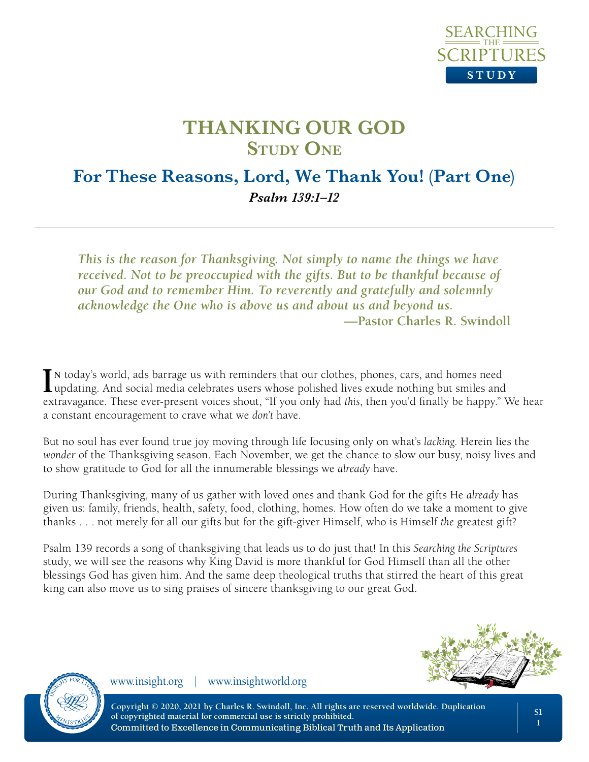# THANKING OUR GOD
## Study One

## For These Reasons, Lord, We Thank You! (Part One)

***Psalm 139:1–12***

---

> ***This is the reason for Thanksgiving. Not simply to name the things we have received. Not to be preoccupied with the gifts. But to be thankful because of our God and to remember Him. To reverently and gratefully and solemnly acknowledge the One who is above us and about us and beyond us.***
>
> **—Pastor Charles R. Swindoll**

In today's world, ads barrage us with reminders that our clothes, phones, cars, and homes need updating. And social media celebrates users whose polished lives exude nothing but smiles and extravagance. These ever-present voices shout, "If you only had *this*, then you'd finally be happy." We hear a constant encouragement to crave what we *don't* have.

But no soul has ever found true joy moving through life focusing only on what's *lacking*. Herein lies the *wonder* of the Thanksgiving season. Each November, we get the chance to slow our busy, noisy lives and to show gratitude to God for all the innumerable blessings we *already* have.

During Thanksgiving, many of us gather with loved ones and thank God for the gifts He *already* has given us: family, friends, health, safety, food, clothing, homes. How often do we take a moment to give thanks . . . not merely for all our gifts but for the gift-giver Himself, who is Himself *the* greatest gift?

Psalm 139 records a song of thanksgiving that leads us to do just that! In this *Searching the Scriptures* study, we will see the reasons why King David is more thankful for God Himself than all the other blessings God has given him. And the same deep theological truths that stirred the heart of this great king can also move us to sing praises of sincere thanksgiving to our great God.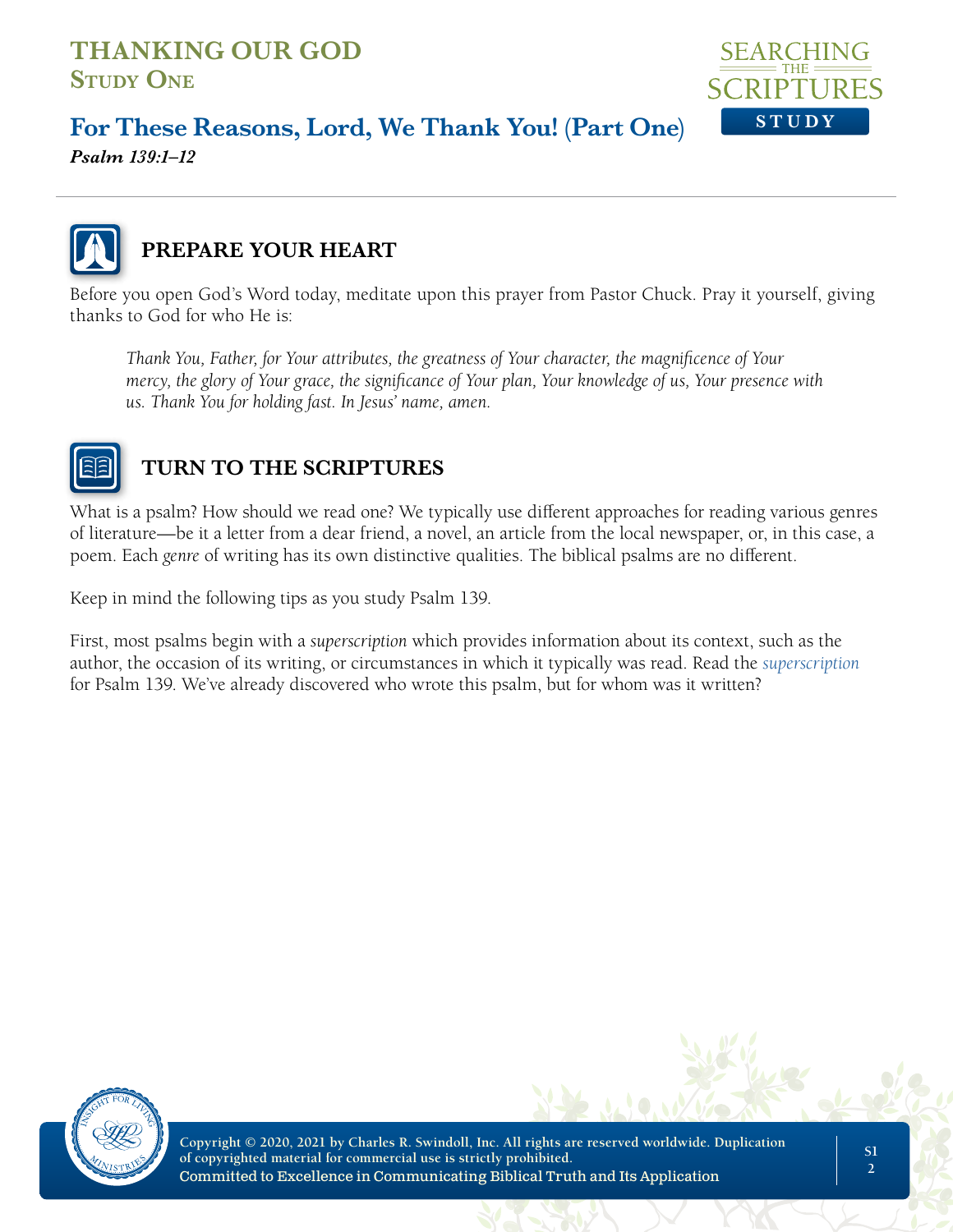# THANKING OUR GOD

## Study One

## For These Reasons, Lord, We Thank You! (Part One)

***Psalm 139:1–12***

### PREPARE YOUR HEART

Before you open God's Word today, meditate upon this prayer from Pastor Chuck. Pray it yourself, giving thanks to God for who He is:

> *Thank You, Father, for Your attributes, the greatness of Your character, the magnificence of Your mercy, the glory of Your grace, the significance of Your plan, Your knowledge of us, Your presence with us. Thank You for holding fast. In Jesus' name, amen.*

### TURN TO THE SCRIPTURES

What is a psalm? How should we read one? We typically use different approaches for reading various genres of literature—be it a letter from a dear friend, a novel, an article from the local newspaper, or, in this case, a poem. Each *genre* of writing has its own distinctive qualities. The biblical psalms are no different.

Keep in mind the following tips as you study Psalm 139.

First, most psalms begin with a *superscription* which provides information about its context, such as the author, the occasion of its writing, or circumstances in which it typically was read. Read the *superscription* for Psalm 139. We've already discovered who wrote this psalm, but for whom was it written?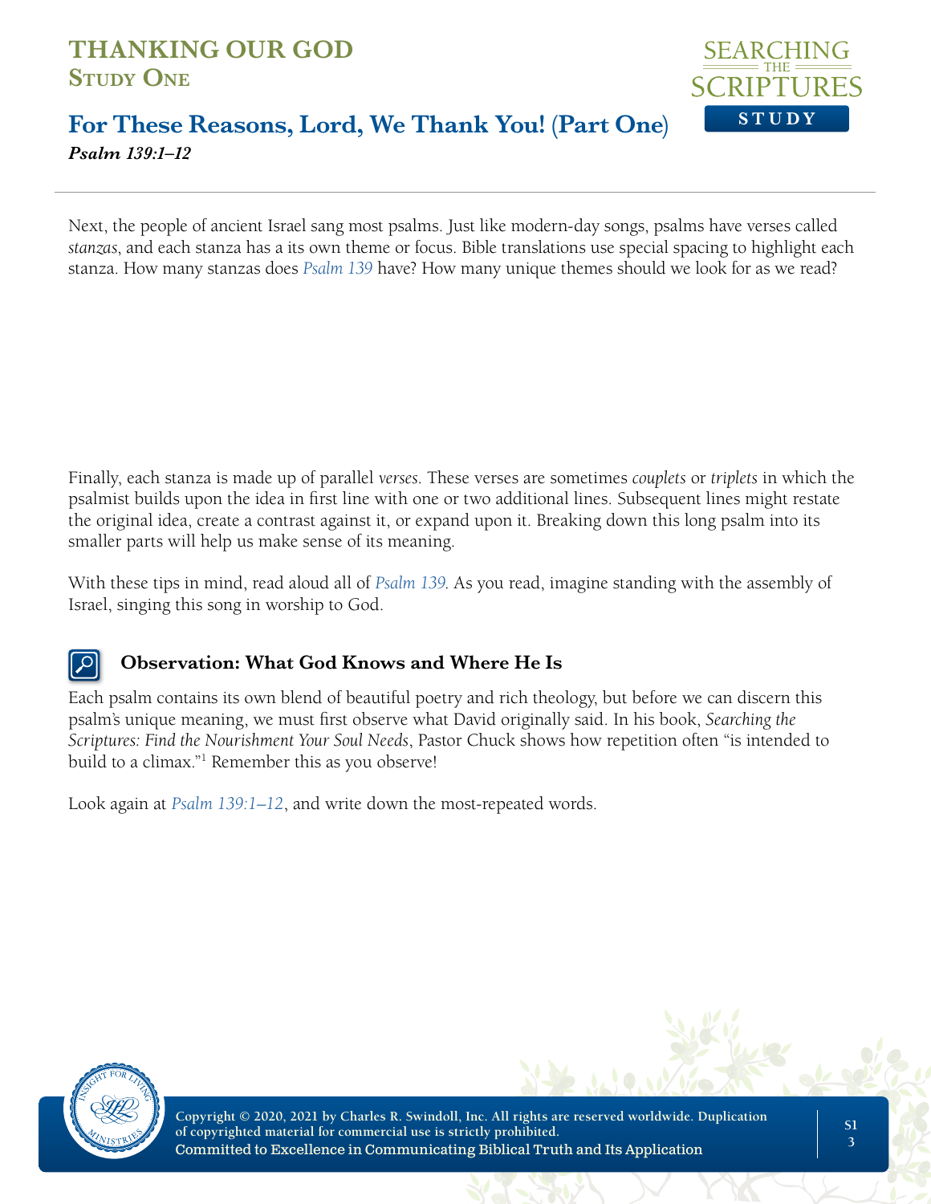Next, the people of ancient Israel sang most psalms. Just like modern-day songs, psalms have verses called *stanzas*, and each stanza has a its own theme or focus. Bible translations use special spacing to highlight each stanza. How many stanzas does *Psalm 139* have? How many unique themes should we look for as we read?

Finally, each stanza is made up of parallel *verses*. These verses are sometimes *couplets* or *triplets* in which the psalmist builds upon the idea in first line with one or two additional lines. Subsequent lines might restate the original idea, create a contrast against it, or expand upon it. Breaking down this long psalm into its smaller parts will help us make sense of its meaning.

With these tips in mind, read aloud all of *Psalm 139*. As you read, imagine standing with the assembly of Israel, singing this song in worship to God.

### Observation: What God Knows and Where He Is

Each psalm contains its own blend of beautiful poetry and rich theology, but before we can discern this psalm's unique meaning, we must first observe what David originally said. In his book, *Searching the Scriptures: Find the Nourishment Your Soul Needs*, Pastor Chuck shows how repetition often "is intended to build to a climax."[1] Remember this as you observe!

Look again at *Psalm 139:1–12*, and write down the most-repeated words.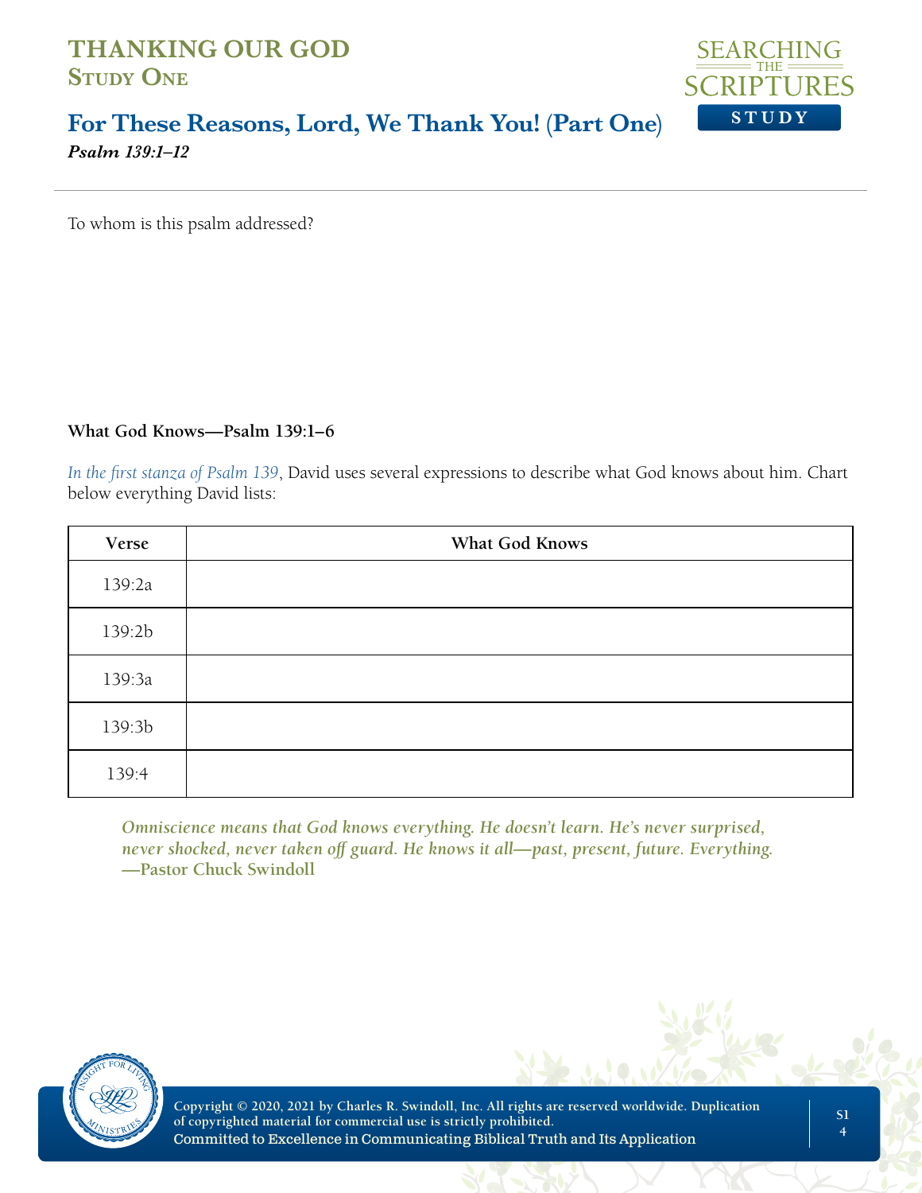# THANKING OUR GOD
## Study One

## For These Reasons, Lord, We Thank You! (Part One)
***Psalm 139:1–12***

To whom is this psalm addressed?

**What God Knows—Psalm 139:1–6**

*In the first stanza of Psalm 139*, David uses several expressions to describe what God knows about him. Chart below everything David lists:

| Verse | What God Knows |
|---|---|
| 139:2a | |
| 139:2b | |
| 139:3a | |
| 139:3b | |
| 139:4 | |

*Omniscience means that God knows everything. He doesn't learn. He's never surprised, never shocked, never taken off guard. He knows it all—past, present, future. Everything.*
**—Pastor Chuck Swindoll**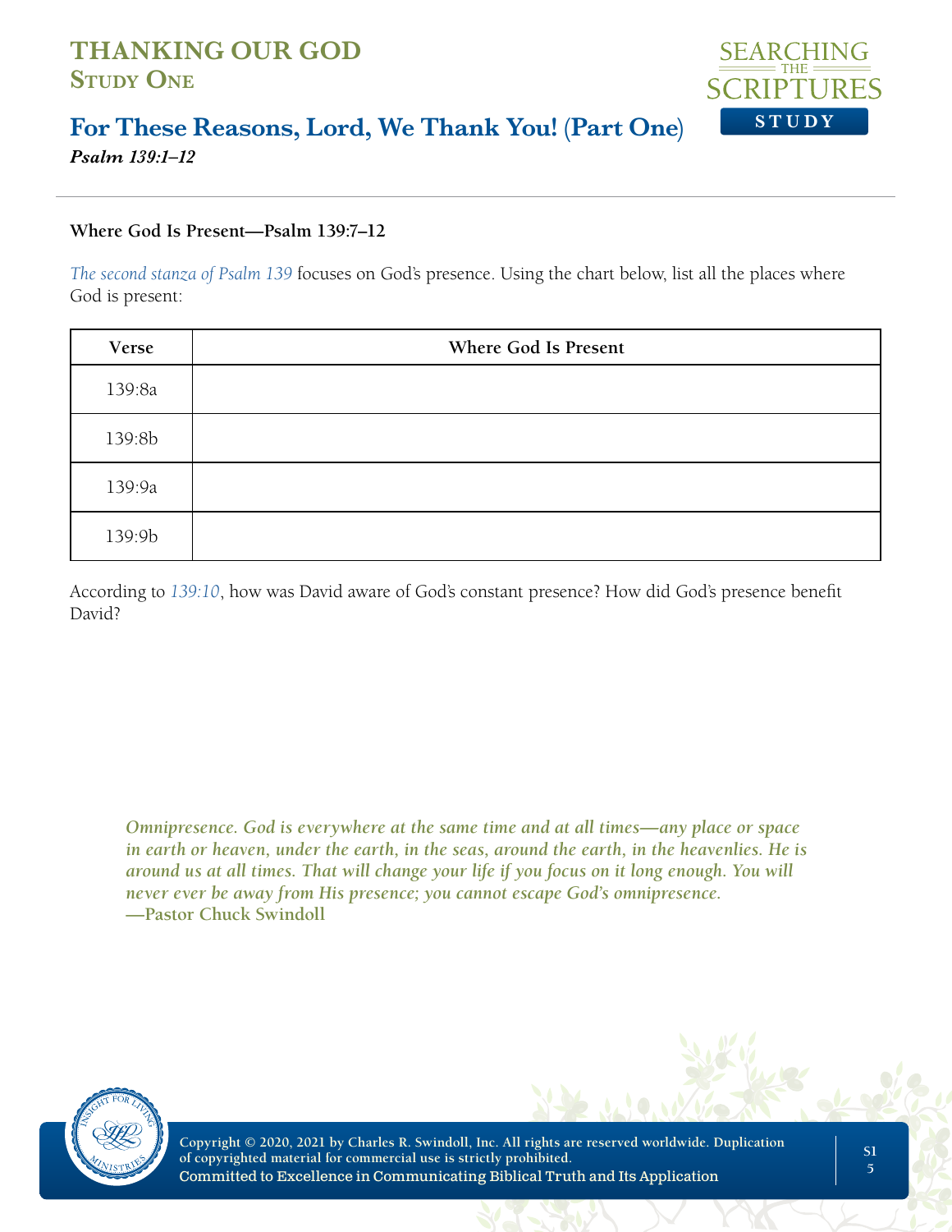# THANKING OUR GOD
## Study One

## For These Reasons, Lord, We Thank You! (Part One)
***Psalm 139:1–12***

**Where God Is Present—Psalm 139:7–12**

*The second stanza of Psalm 139* focuses on God's presence. Using the chart below, list all the places where God is present:

| Verse | Where God Is Present |
|---|---|
| 139:8a | |
| 139:8b | |
| 139:9a | |
| 139:9b | |

According to *139:10*, how was David aware of God's constant presence? How did God's presence benefit David?

*Omnipresence. God is everywhere at the same time and at all times—any place or space in earth or heaven, under the earth, in the seas, around the earth, in the heavenlies. He is around us at all times. That will change your life if you focus on it long enough. You will never ever be away from His presence; you cannot escape God's omnipresence.*
**—Pastor Chuck Swindoll**

Copyright © 2020, 2021 by Charles R. Swindoll, Inc. All rights are reserved worldwide. Duplication of copyrighted material for commercial use is strictly prohibited.
Committed to Excellence in Communicating Biblical Truth and Its Application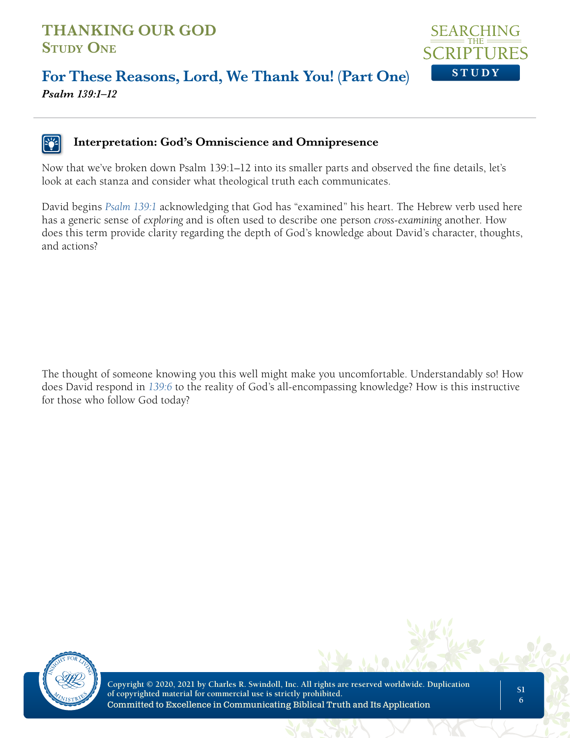## Interpretation: God's Omniscience and Omnipresence

Now that we've broken down Psalm 139:1–12 into its smaller parts and observed the fine details, let's look at each stanza and consider what theological truth each communicates.

David begins *Psalm 139:1* acknowledging that God has "examined" his heart. The Hebrew verb used here has a generic sense of *exploring* and is often used to describe one person *cross-examining* another. How does this term provide clarity regarding the depth of God's knowledge about David's character, thoughts, and actions?

The thought of someone knowing you this well might make you uncomfortable. Understandably so! How does David respond in *139:6* to the reality of God's all-encompassing knowledge? How is this instructive for those who follow God today?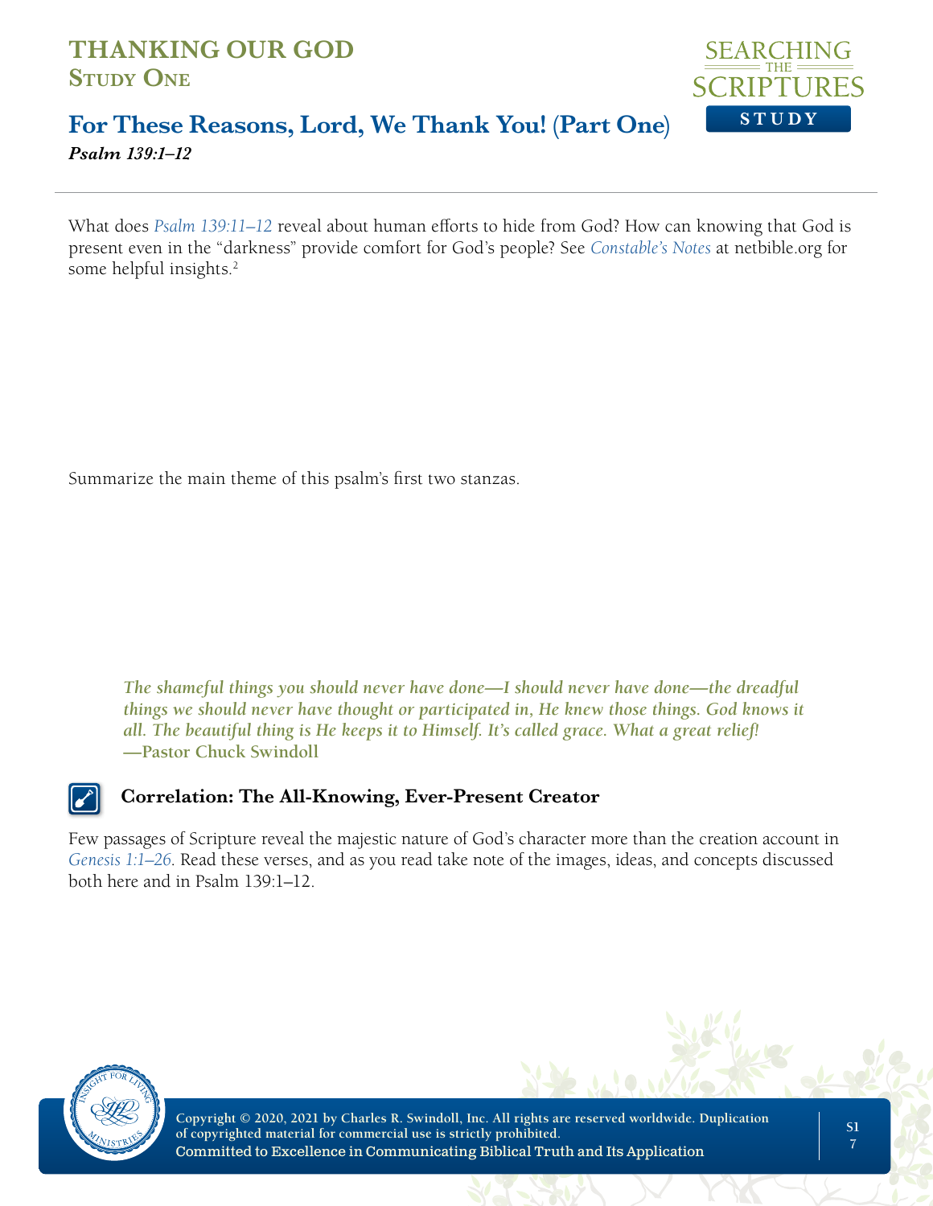What does *Psalm 139:11–12* reveal about human efforts to hide from God? How can knowing that God is present even in the "darkness" provide comfort for God's people? See *Constable's Notes* at netbible.org for some helpful insights.[2]

Summarize the main theme of this psalm's first two stanzas.

> ***The shameful things you should never have done—I should never have done—the dreadful things we should never have thought or participated in, He knew those things. God knows it all. The beautiful thing is He keeps it to Himself. It's called grace. What a great relief!***
> **—Pastor Chuck Swindoll**

### Correlation: The All-Knowing, Ever-Present Creator

Few passages of Scripture reveal the majestic nature of God's character more than the creation account in *Genesis 1:1–26*. Read these verses, and as you read take note of the images, ideas, and concepts discussed both here and in Psalm 139:1–12.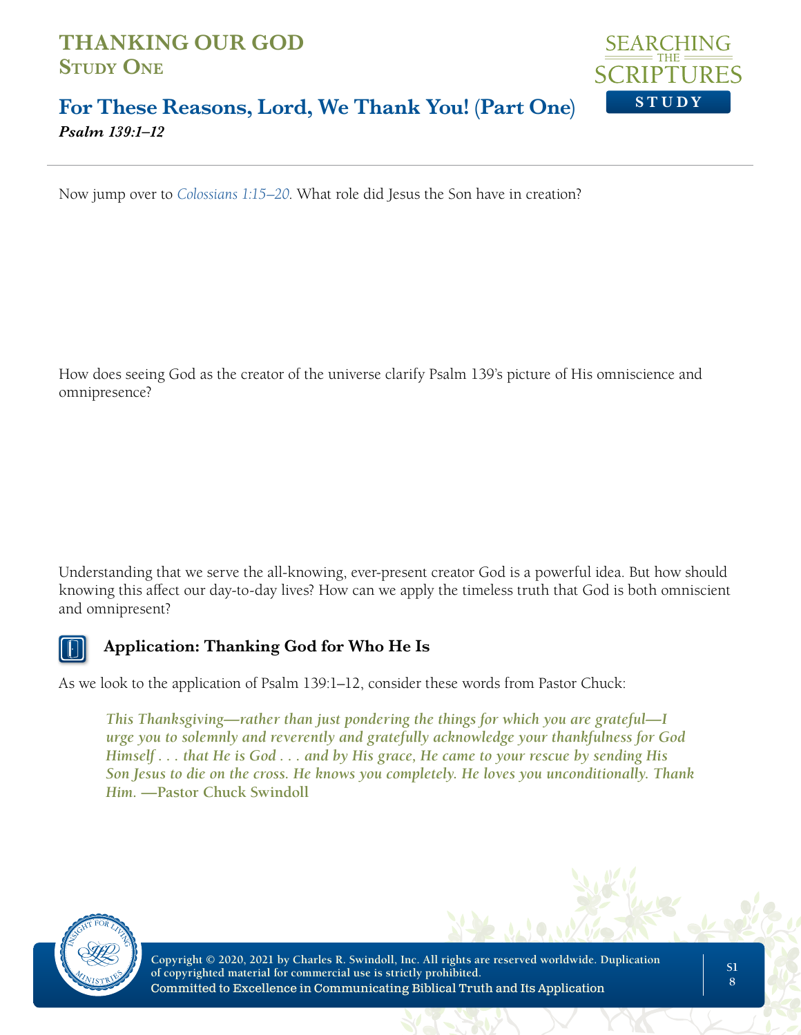Now jump over to *Colossians 1:15–20*. What role did Jesus the Son have in creation?

How does seeing God as the creator of the universe clarify Psalm 139's picture of His omniscience and omnipresence?

Understanding that we serve the all-knowing, ever-present creator God is a powerful idea. But how should knowing this affect our day-to-day lives? How can we apply the timeless truth that God is both omniscient and omnipresent?

### Application: Thanking God for Who He Is

As we look to the application of Psalm 139:1–12, consider these words from Pastor Chuck:

> *This Thanksgiving—rather than just pondering the things for which you are grateful—I urge you to solemnly and reverently and gratefully acknowledge your thankfulness for God Himself . . . that He is God . . . and by His grace, He came to your rescue by sending His Son Jesus to die on the cross. He knows you completely. He loves you unconditionally. Thank Him.* **—Pastor Chuck Swindoll**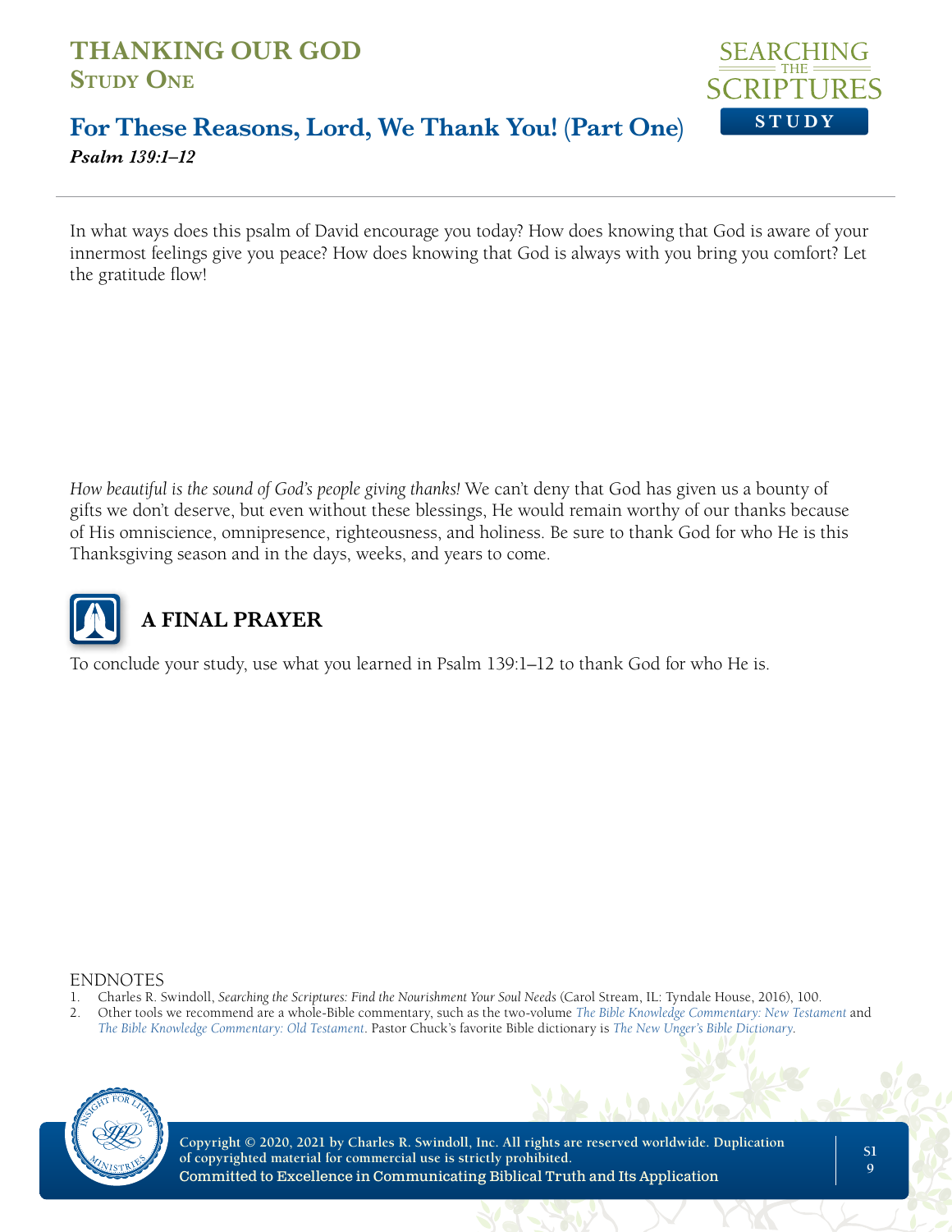# THANKING OUR GOD
## Study One

## For These Reasons, Lord, We Thank You! (Part One)
***Psalm 139:1–12***

In what ways does this psalm of David encourage you today? How does knowing that God is aware of your innermost feelings give you peace? How does knowing that God is always with you bring you comfort? Let the gratitude flow!

*How beautiful is the sound of God's people giving thanks!* We can't deny that God has given us a bounty of gifts we don't deserve, but even without these blessings, He would remain worthy of our thanks because of His omniscience, omnipresence, righteousness, and holiness. Be sure to thank God for who He is this Thanksgiving season and in the days, weeks, and years to come.

### A FINAL PRAYER

To conclude your study, use what you learned in Psalm 139:1–12 to thank God for who He is.

ENDNOTES

1. Charles R. Swindoll, *Searching the Scriptures: Find the Nourishment Your Soul Needs* (Carol Stream, IL: Tyndale House, 2016), 100.
2. Other tools we recommend are a whole-Bible commentary, such as the two-volume *The Bible Knowledge Commentary: New Testament* and *The Bible Knowledge Commentary: Old Testament*. Pastor Chuck's favorite Bible dictionary is *The New Unger's Bible Dictionary*.

Copyright © 2020, 2021 by Charles R. Swindoll, Inc. All rights are reserved worldwide. Duplication of copyrighted material for commercial use is strictly prohibited.
Committed to Excellence in Communicating Biblical Truth and Its Application